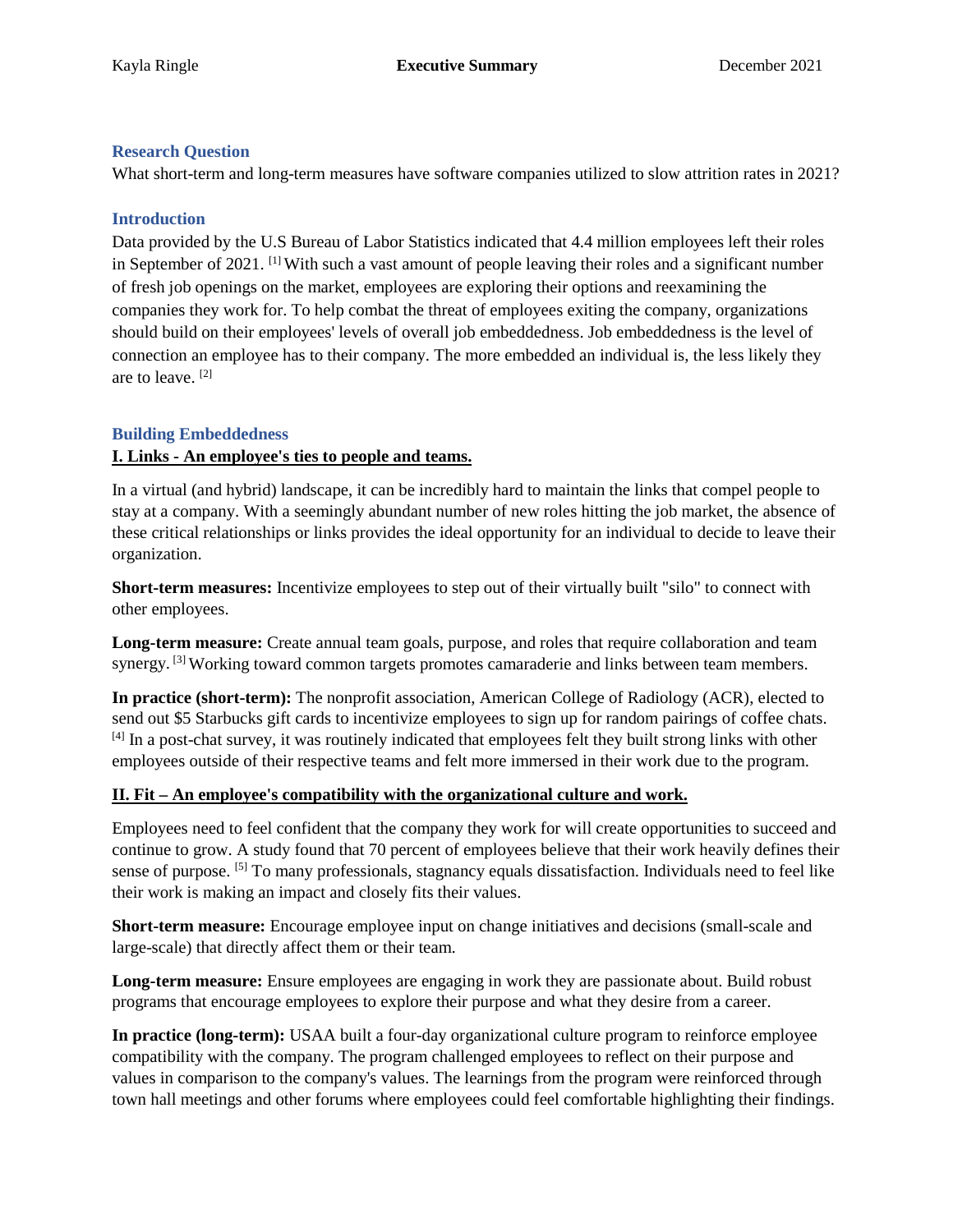Kayla Ringle **Executive Summary** December 2021

## Research Question

What short-term and long-term measures have software companies utilized to slow attrition rates in 2021?

## Introduction

Data provided by the U.S Bureau of Labor Statistics indicated that 4.4 million employees left their roles in September of 2021. [1] With such a vast amount of people leaving their roles and a significant number of fresh job openings on the market, employees are exploring their options and reexamining the companies they work for. To help combat the threat of employees exiting the company, organizations should build on their employees' levels of overall job embeddedness. Job embeddedness is the level of connection an employee has to their company. The more embedded an individual is, the less likely they are to leave. [2]

## Building Embeddedness

### I. Links - An employee's ties to people and teams.

In a virtual (and hybrid) landscape, it can be incredibly hard to maintain the links that compel people to stay at a company. With a seemingly abundant number of new roles hitting the job market, the absence of these critical relationships or links provides the ideal opportunity for an individual to decide to leave their organization.

**Short-term measures:** Incentivize employees to step out of their virtually built "silo" to connect with other employees.

**Long-term measure:** Create annual team goals, purpose, and roles that require collaboration and team synergy. [3] Working toward common targets promotes camaraderie and links between team members.

**In practice (short-term):** The nonprofit association, American College of Radiology (ACR), elected to send out $5 Starbucks gift cards to incentivize employees to sign up for random pairings of coffee chats. [4] In a post-chat survey, it was routinely indicated that employees felt they built strong links with other employees outside of their respective teams and felt more immersed in their work due to the program.

### II. Fit – An employee's compatibility with the organizational culture and work.

Employees need to feel confident that the company they work for will create opportunities to succeed and continue to grow. A study found that 70 percent of employees believe that their work heavily defines their sense of purpose. [5] To many professionals, stagnancy equals dissatisfaction. Individuals need to feel like their work is making an impact and closely fits their values.

**Short-term measure:** Encourage employee input on change initiatives and decisions (small-scale and large-scale) that directly affect them or their team.

**Long-term measure:** Ensure employees are engaging in work they are passionate about. Build robust programs that encourage employees to explore their purpose and what they desire from a career.

**In practice (long-term):** USAA built a four-day organizational culture program to reinforce employee compatibility with the company. The program challenged employees to reflect on their purpose and values in comparison to the company's values. The learnings from the program were reinforced through town hall meetings and other forums where employees could feel comfortable highlighting their findings.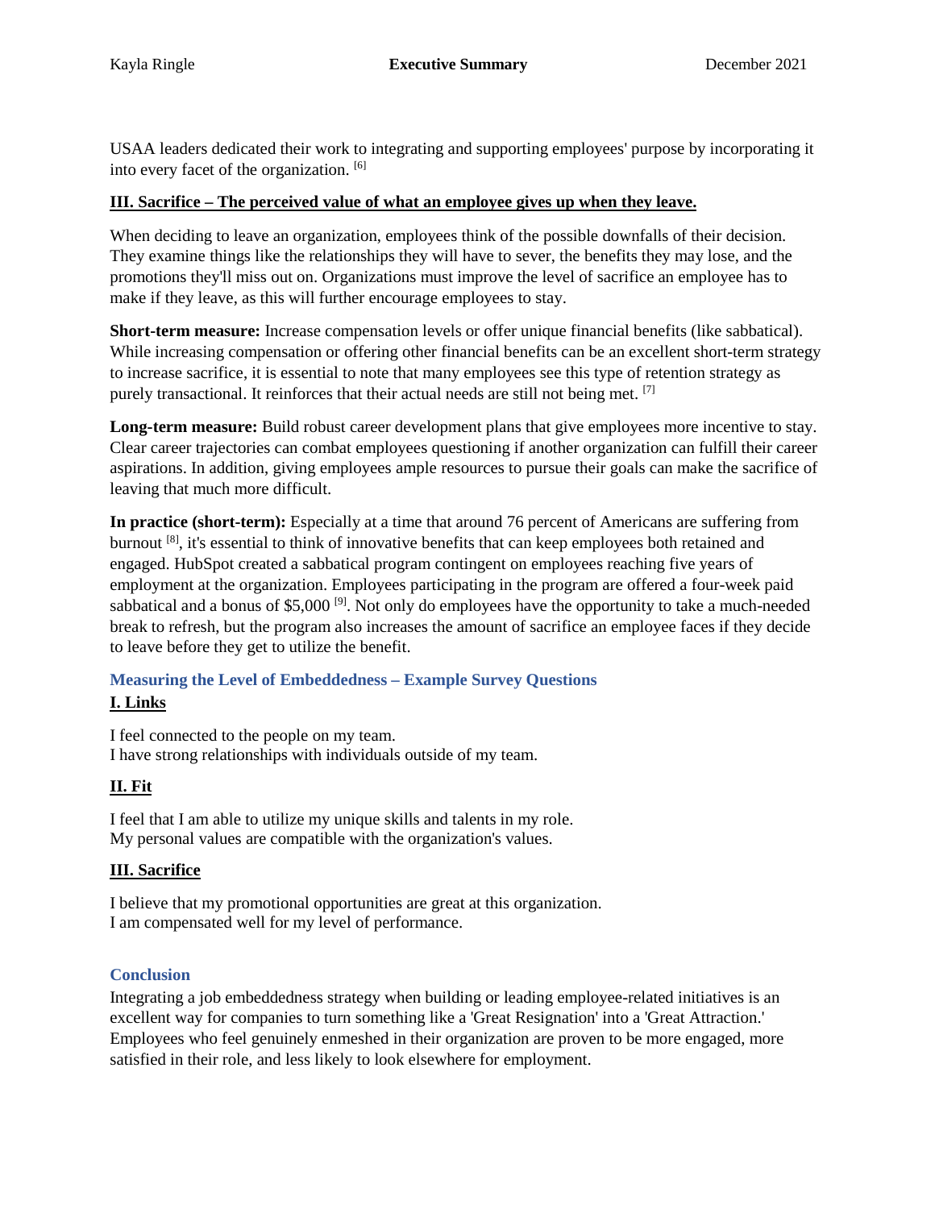USAA leaders dedicated their work to integrating and supporting employees' purpose by incorporating it into every facet of the organization. [6]

### III. Sacrifice – The perceived value of what an employee gives up when they leave.

When deciding to leave an organization, employees think of the possible downfalls of their decision. They examine things like the relationships they will have to sever, the benefits they may lose, and the promotions they'll miss out on. Organizations must improve the level of sacrifice an employee has to make if they leave, as this will further encourage employees to stay.

**Short-term measure:** Increase compensation levels or offer unique financial benefits (like sabbatical). While increasing compensation or offering other financial benefits can be an excellent short-term strategy to increase sacrifice, it is essential to note that many employees see this type of retention strategy as purely transactional. It reinforces that their actual needs are still not being met. [7]

**Long-term measure:** Build robust career development plans that give employees more incentive to stay. Clear career trajectories can combat employees questioning if another organization can fulfill their career aspirations. In addition, giving employees ample resources to pursue their goals can make the sacrifice of leaving that much more difficult.

**In practice (short-term):** Especially at a time that around 76 percent of Americans are suffering from burnout [8], it's essential to think of innovative benefits that can keep employees both retained and engaged. HubSpot created a sabbatical program contingent on employees reaching five years of employment at the organization. Employees participating in the program are offered a four-week paid sabbatical and a bonus of $5,000 [9]. Not only do employees have the opportunity to take a much-needed break to refresh, but the program also increases the amount of sacrifice an employee faces if they decide to leave before they get to utilize the benefit.

## Measuring the Level of Embeddedness – Example Survey Questions

### I. Links

I feel connected to the people on my team.
I have strong relationships with individuals outside of my team.

### II. Fit

I feel that I am able to utilize my unique skills and talents in my role.
My personal values are compatible with the organization's values.

### III. Sacrifice

I believe that my promotional opportunities are great at this organization.
I am compensated well for my level of performance.

## Conclusion

Integrating a job embeddedness strategy when building or leading employee-related initiatives is an excellent way for companies to turn something like a 'Great Resignation' into a 'Great Attraction.' Employees who feel genuinely enmeshed in their organization are proven to be more engaged, more satisfied in their role, and less likely to look elsewhere for employment.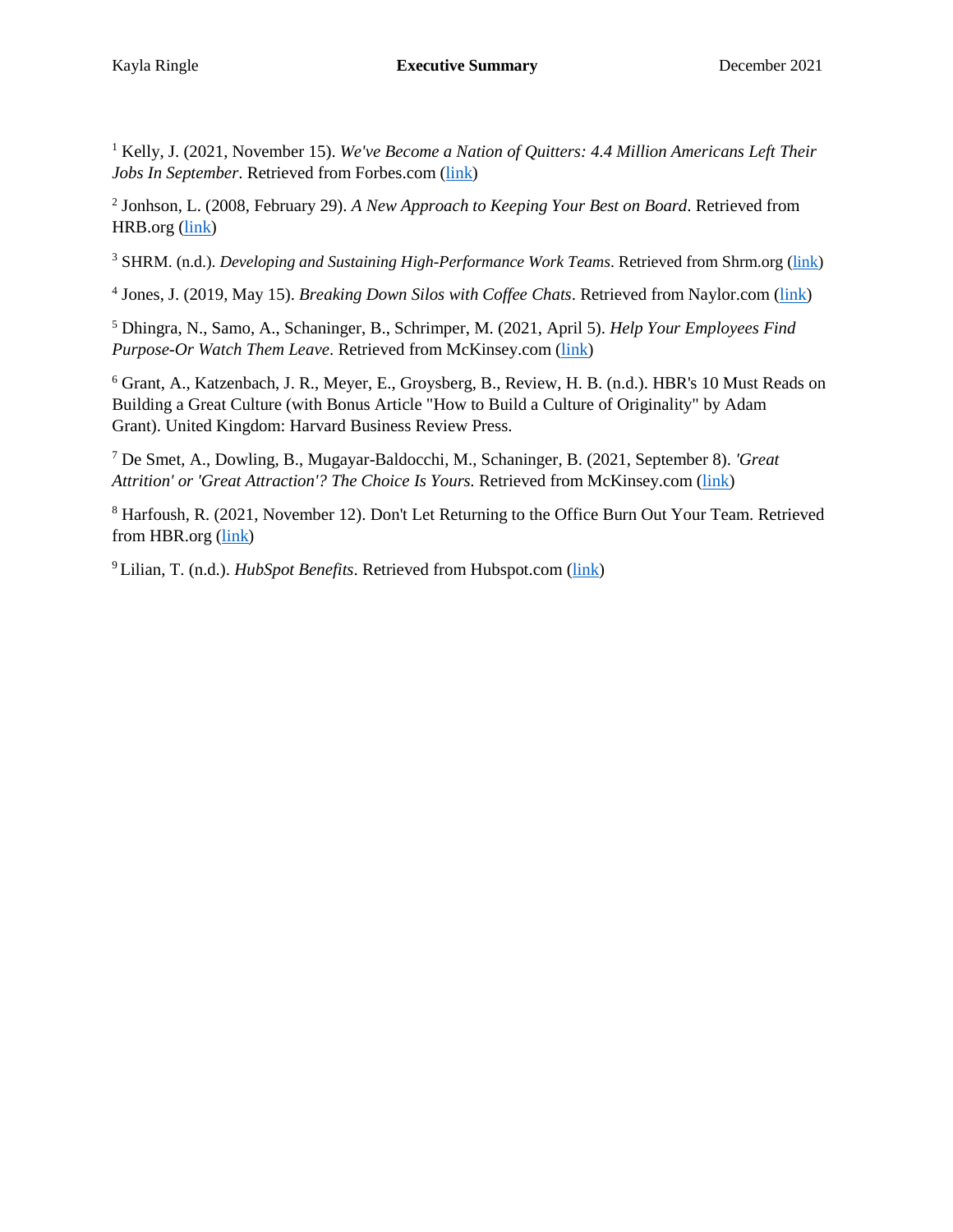[1] Kelly, J. (2021, November 15). *We've Become a Nation of Quitters: 4.4 Million Americans Left Their Jobs In September*. Retrieved from Forbes.com (link)

[2] Jonhson, L. (2008, February 29). *A New Approach to Keeping Your Best on Board*. Retrieved from HRB.org (link)

[3] SHRM. (n.d.). *Developing and Sustaining High-Performance Work Teams*. Retrieved from Shrm.org (link)

[4] Jones, J. (2019, May 15). *Breaking Down Silos with Coffee Chats*. Retrieved from Naylor.com (link)

[5] Dhingra, N., Samo, A., Schaninger, B., Schrimper, M. (2021, April 5). *Help Your Employees Find Purpose-Or Watch Them Leave*. Retrieved from McKinsey.com (link)

[6] Grant, A., Katzenbach, J. R., Meyer, E., Groysberg, B., Review, H. B. (n.d.). HBR's 10 Must Reads on Building a Great Culture (with Bonus Article "How to Build a Culture of Originality" by Adam Grant). United Kingdom: Harvard Business Review Press.

[7] De Smet, A., Dowling, B., Mugayar-Baldocchi, M., Schaninger, B. (2021, September 8). *'Great Attrition' or 'Great Attraction'? The Choice Is Yours.* Retrieved from McKinsey.com (link)

[8] Harfoush, R. (2021, November 12). Don't Let Returning to the Office Burn Out Your Team. Retrieved from HBR.org (link)

[9] Lilian, T. (n.d.). *HubSpot Benefits*. Retrieved from Hubspot.com (link)